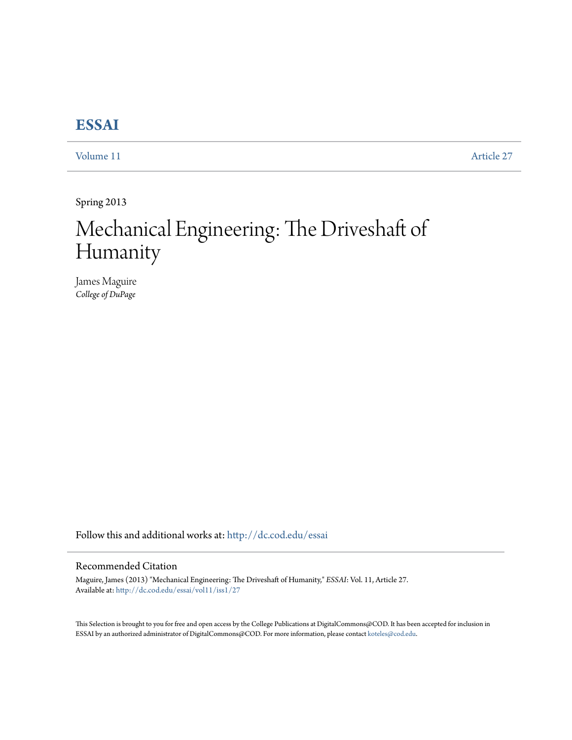# ESSAI

Volume 11 Article 27

Spring 2013

# Mechanical Engineering: The Driveshaft of Humanity

James Maguire
*College of DuPage*

Follow this and additional works at: http://dc.cod.edu/essai

## Recommended Citation

Maguire, James (2013) "Mechanical Engineering: The Driveshaft of Humanity," *ESSAI*: Vol. 11, Article 27.
Available at: http://dc.cod.edu/essai/vol11/iss1/27

This Selection is brought to you for free and open access by the College Publications at DigitalCommons@COD. It has been accepted for inclusion in ESSAI by an authorized administrator of DigitalCommons@COD. For more information, please contact koteles@cod.edu.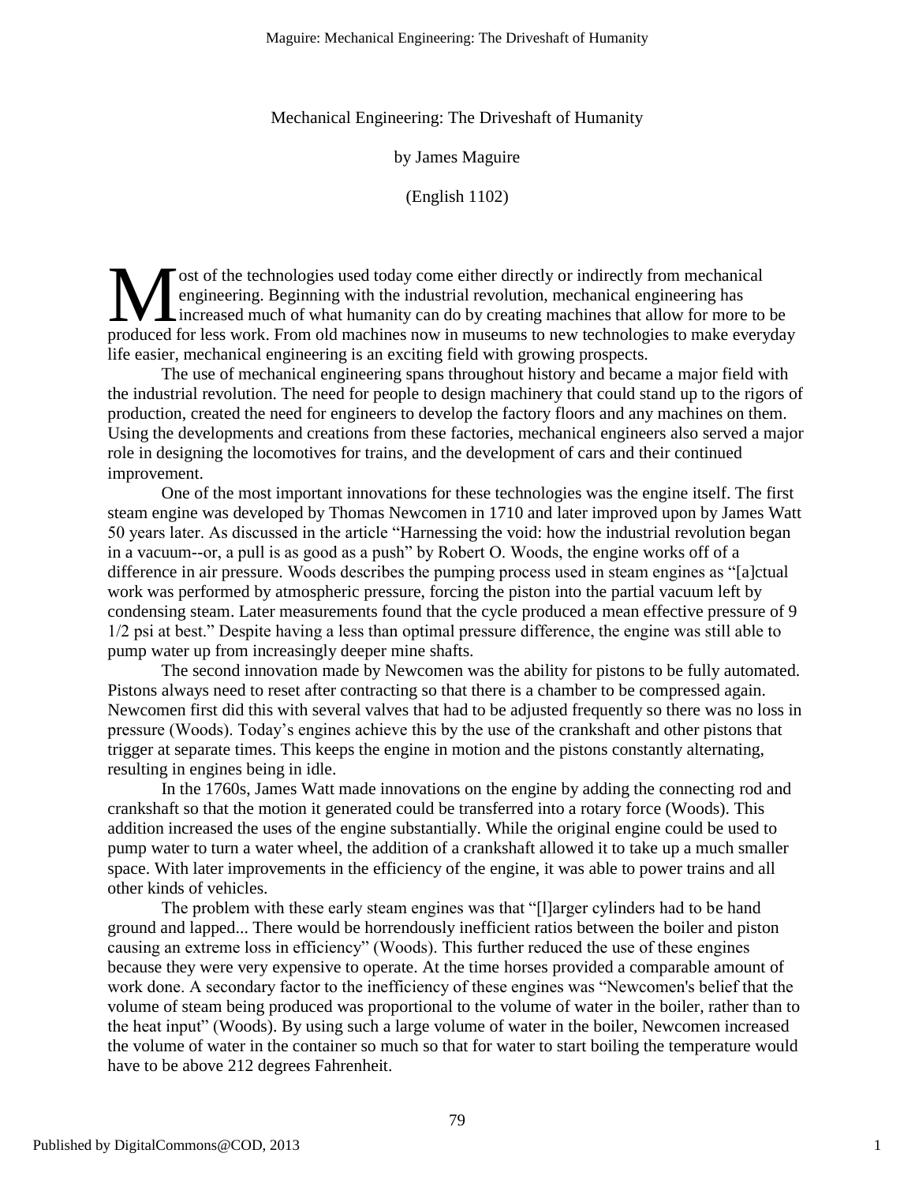Mechanical Engineering: The Driveshaft of Humanity

by James Maguire

(English 1102)

Most of the technologies used today come either directly or indirectly from mechanical engineering. Beginning with the industrial revolution, mechanical engineering has increased much of what humanity can do by creating machines that allow for more to be produced for less work. From old machines now in museums to new technologies to make everyday life easier, mechanical engineering is an exciting field with growing prospects.

The use of mechanical engineering spans throughout history and became a major field with the industrial revolution. The need for people to design machinery that could stand up to the rigors of production, created the need for engineers to develop the factory floors and any machines on them. Using the developments and creations from these factories, mechanical engineers also served a major role in designing the locomotives for trains, and the development of cars and their continued improvement.

One of the most important innovations for these technologies was the engine itself. The first steam engine was developed by Thomas Newcomen in 1710 and later improved upon by James Watt 50 years later. As discussed in the article "Harnessing the void: how the industrial revolution began in a vacuum--or, a pull is as good as a push" by Robert O. Woods, the engine works off of a difference in air pressure. Woods describes the pumping process used in steam engines as "[a]ctual work was performed by atmospheric pressure, forcing the piston into the partial vacuum left by condensing steam. Later measurements found that the cycle produced a mean effective pressure of 9 1/2 psi at best." Despite having a less than optimal pressure difference, the engine was still able to pump water up from increasingly deeper mine shafts.

The second innovation made by Newcomen was the ability for pistons to be fully automated. Pistons always need to reset after contracting so that there is a chamber to be compressed again. Newcomen first did this with several valves that had to be adjusted frequently so there was no loss in pressure (Woods). Today's engines achieve this by the use of the crankshaft and other pistons that trigger at separate times. This keeps the engine in motion and the pistons constantly alternating, resulting in engines being in idle.

In the 1760s, James Watt made innovations on the engine by adding the connecting rod and crankshaft so that the motion it generated could be transferred into a rotary force (Woods). This addition increased the uses of the engine substantially. While the original engine could be used to pump water to turn a water wheel, the addition of a crankshaft allowed it to take up a much smaller space. With later improvements in the efficiency of the engine, it was able to power trains and all other kinds of vehicles.

The problem with these early steam engines was that "[l]arger cylinders had to be hand ground and lapped... There would be horrendously inefficient ratios between the boiler and piston causing an extreme loss in efficiency" (Woods). This further reduced the use of these engines because they were very expensive to operate. At the time horses provided a comparable amount of work done. A secondary factor to the inefficiency of these engines was "Newcomen's belief that the volume of steam being produced was proportional to the volume of water in the boiler, rather than to the heat input" (Woods). By using such a large volume of water in the boiler, Newcomen increased the volume of water in the container so much so that for water to start boiling the temperature would have to be above 212 degrees Fahrenheit.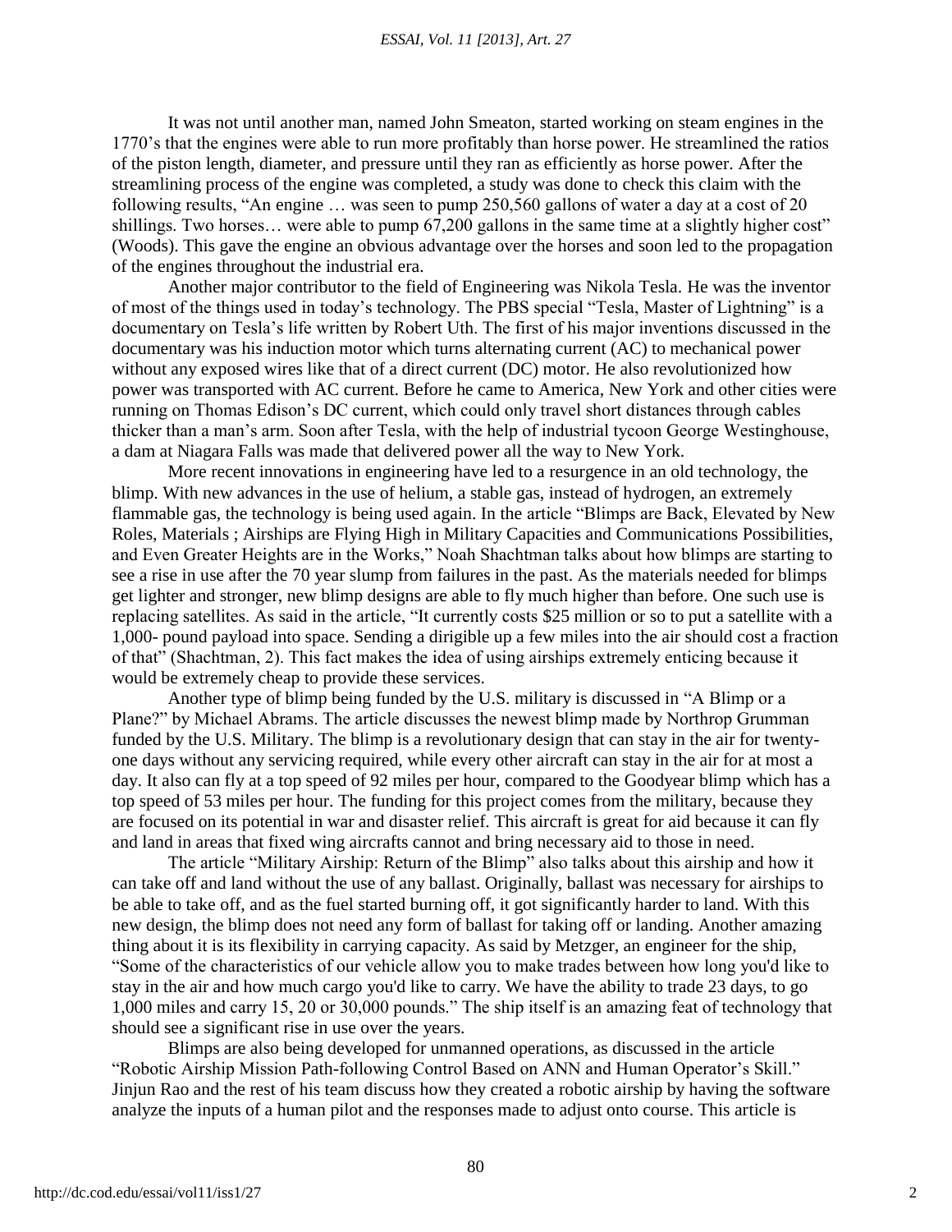It was not until another man, named John Smeaton, started working on steam engines in the 1770's that the engines were able to run more profitably than horse power. He streamlined the ratios of the piston length, diameter, and pressure until they ran as efficiently as horse power. After the streamlining process of the engine was completed, a study was done to check this claim with the following results, "An engine … was seen to pump 250,560 gallons of water a day at a cost of 20 shillings. Two horses… were able to pump 67,200 gallons in the same time at a slightly higher cost" (Woods). This gave the engine an obvious advantage over the horses and soon led to the propagation of the engines throughout the industrial era.

Another major contributor to the field of Engineering was Nikola Tesla. He was the inventor of most of the things used in today's technology. The PBS special "Tesla, Master of Lightning" is a documentary on Tesla's life written by Robert Uth. The first of his major inventions discussed in the documentary was his induction motor which turns alternating current (AC) to mechanical power without any exposed wires like that of a direct current (DC) motor. He also revolutionized how power was transported with AC current. Before he came to America, New York and other cities were running on Thomas Edison's DC current, which could only travel short distances through cables thicker than a man's arm. Soon after Tesla, with the help of industrial tycoon George Westinghouse, a dam at Niagara Falls was made that delivered power all the way to New York.

More recent innovations in engineering have led to a resurgence in an old technology, the blimp. With new advances in the use of helium, a stable gas, instead of hydrogen, an extremely flammable gas, the technology is being used again. In the article "Blimps are Back, Elevated by New Roles, Materials ; Airships are Flying High in Military Capacities and Communications Possibilities, and Even Greater Heights are in the Works," Noah Shachtman talks about how blimps are starting to see a rise in use after the 70 year slump from failures in the past. As the materials needed for blimps get lighter and stronger, new blimp designs are able to fly much higher than before. One such use is replacing satellites. As said in the article, "It currently costs $25 million or so to put a satellite with a 1,000- pound payload into space. Sending a dirigible up a few miles into the air should cost a fraction of that" (Shachtman, 2). This fact makes the idea of using airships extremely enticing because it would be extremely cheap to provide these services.

Another type of blimp being funded by the U.S. military is discussed in "A Blimp or a Plane?" by Michael Abrams. The article discusses the newest blimp made by Northrop Grumman funded by the U.S. Military. The blimp is a revolutionary design that can stay in the air for twenty-one days without any servicing required, while every other aircraft can stay in the air for at most a day. It also can fly at a top speed of 92 miles per hour, compared to the Goodyear blimp which has a top speed of 53 miles per hour. The funding for this project comes from the military, because they are focused on its potential in war and disaster relief. This aircraft is great for aid because it can fly and land in areas that fixed wing aircrafts cannot and bring necessary aid to those in need.

The article "Military Airship: Return of the Blimp" also talks about this airship and how it can take off and land without the use of any ballast. Originally, ballast was necessary for airships to be able to take off, and as the fuel started burning off, it got significantly harder to land. With this new design, the blimp does not need any form of ballast for taking off or landing. Another amazing thing about it is its flexibility in carrying capacity. As said by Metzger, an engineer for the ship, "Some of the characteristics of our vehicle allow you to make trades between how long you'd like to stay in the air and how much cargo you'd like to carry. We have the ability to trade 23 days, to go 1,000 miles and carry 15, 20 or 30,000 pounds." The ship itself is an amazing feat of technology that should see a significant rise in use over the years.

Blimps are also being developed for unmanned operations, as discussed in the article "Robotic Airship Mission Path-following Control Based on ANN and Human Operator's Skill." Jinjun Rao and the rest of his team discuss how they created a robotic airship by having the software analyze the inputs of a human pilot and the responses made to adjust onto course. This article is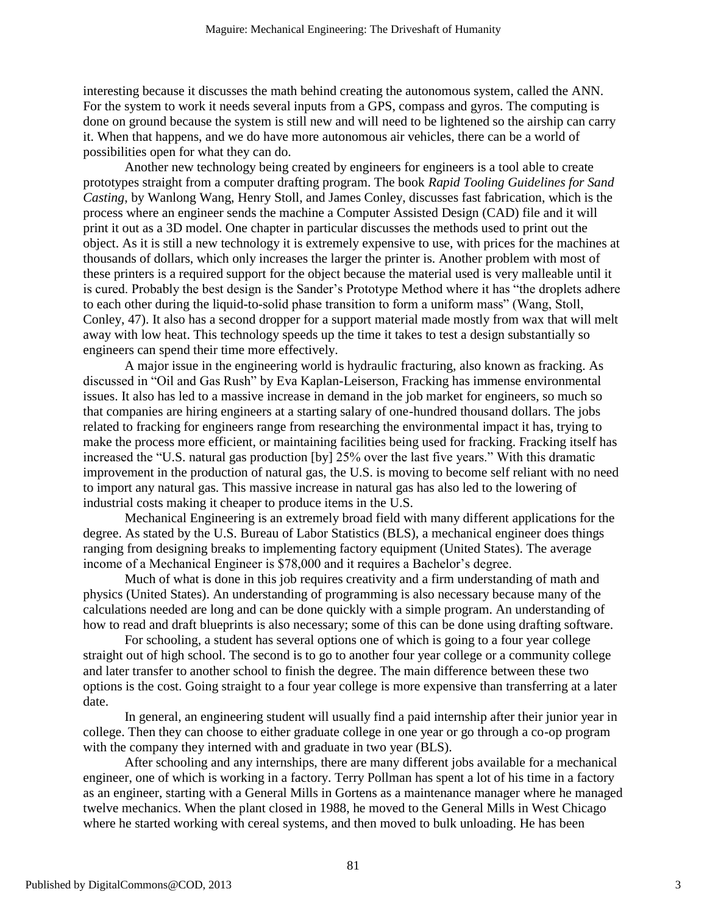interesting because it discusses the math behind creating the autonomous system, called the ANN. For the system to work it needs several inputs from a GPS, compass and gyros. The computing is done on ground because the system is still new and will need to be lightened so the airship can carry it. When that happens, and we do have more autonomous air vehicles, there can be a world of possibilities open for what they can do.

Another new technology being created by engineers for engineers is a tool able to create prototypes straight from a computer drafting program. The book *Rapid Tooling Guidelines for Sand Casting*, by Wanlong Wang, Henry Stoll, and James Conley, discusses fast fabrication, which is the process where an engineer sends the machine a Computer Assisted Design (CAD) file and it will print it out as a 3D model. One chapter in particular discusses the methods used to print out the object. As it is still a new technology it is extremely expensive to use, with prices for the machines at thousands of dollars, which only increases the larger the printer is. Another problem with most of these printers is a required support for the object because the material used is very malleable until it is cured. Probably the best design is the Sander's Prototype Method where it has "the droplets adhere to each other during the liquid-to-solid phase transition to form a uniform mass" (Wang, Stoll, Conley, 47). It also has a second dropper for a support material made mostly from wax that will melt away with low heat. This technology speeds up the time it takes to test a design substantially so engineers can spend their time more effectively.

A major issue in the engineering world is hydraulic fracturing, also known as fracking. As discussed in "Oil and Gas Rush" by Eva Kaplan-Leiserson, Fracking has immense environmental issues. It also has led to a massive increase in demand in the job market for engineers, so much so that companies are hiring engineers at a starting salary of one-hundred thousand dollars. The jobs related to fracking for engineers range from researching the environmental impact it has, trying to make the process more efficient, or maintaining facilities being used for fracking. Fracking itself has increased the "U.S. natural gas production [by] 25% over the last five years." With this dramatic improvement in the production of natural gas, the U.S. is moving to become self reliant with no need to import any natural gas. This massive increase in natural gas has also led to the lowering of industrial costs making it cheaper to produce items in the U.S.

Mechanical Engineering is an extremely broad field with many different applications for the degree. As stated by the U.S. Bureau of Labor Statistics (BLS), a mechanical engineer does things ranging from designing breaks to implementing factory equipment (United States). The average income of a Mechanical Engineer is $78,000 and it requires a Bachelor's degree.

Much of what is done in this job requires creativity and a firm understanding of math and physics (United States). An understanding of programming is also necessary because many of the calculations needed are long and can be done quickly with a simple program. An understanding of how to read and draft blueprints is also necessary; some of this can be done using drafting software.

For schooling, a student has several options one of which is going to a four year college straight out of high school. The second is to go to another four year college or a community college and later transfer to another school to finish the degree. The main difference between these two options is the cost. Going straight to a four year college is more expensive than transferring at a later date.

In general, an engineering student will usually find a paid internship after their junior year in college. Then they can choose to either graduate college in one year or go through a co-op program with the company they interned with and graduate in two year (BLS).

After schooling and any internships, there are many different jobs available for a mechanical engineer, one of which is working in a factory. Terry Pollman has spent a lot of his time in a factory as an engineer, starting with a General Mills in Gortens as a maintenance manager where he managed twelve mechanics. When the plant closed in 1988, he moved to the General Mills in West Chicago where he started working with cereal systems, and then moved to bulk unloading. He has been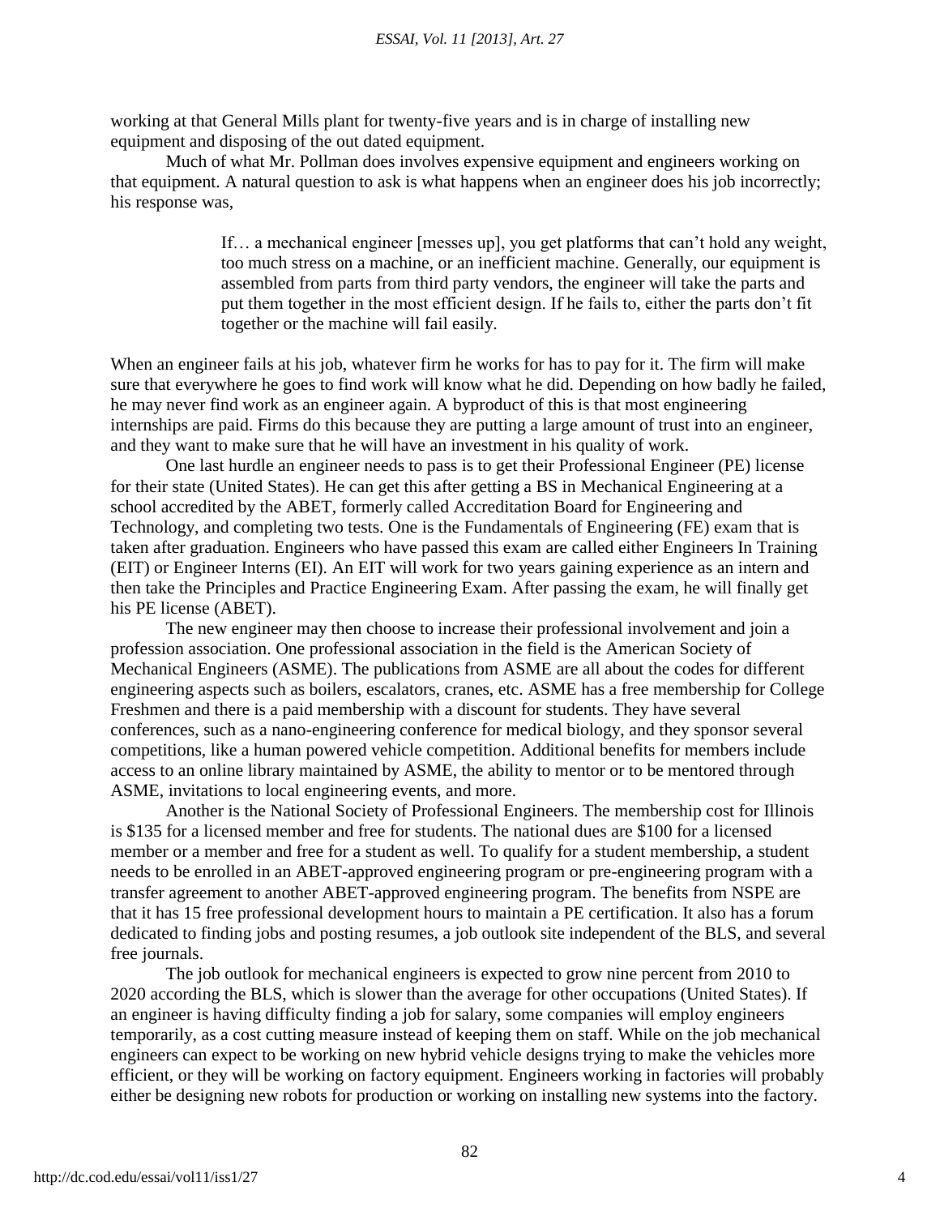working at that General Mills plant for twenty-five years and is in charge of installing new equipment and disposing of the out dated equipment.

Much of what Mr. Pollman does involves expensive equipment and engineers working on that equipment. A natural question to ask is what happens when an engineer does his job incorrectly; his response was,

> If… a mechanical engineer [messes up], you get platforms that can't hold any weight, too much stress on a machine, or an inefficient machine. Generally, our equipment is assembled from parts from third party vendors, the engineer will take the parts and put them together in the most efficient design. If he fails to, either the parts don't fit together or the machine will fail easily.

When an engineer fails at his job, whatever firm he works for has to pay for it. The firm will make sure that everywhere he goes to find work will know what he did. Depending on how badly he failed, he may never find work as an engineer again. A byproduct of this is that most engineering internships are paid. Firms do this because they are putting a large amount of trust into an engineer, and they want to make sure that he will have an investment in his quality of work.

One last hurdle an engineer needs to pass is to get their Professional Engineer (PE) license for their state (United States). He can get this after getting a BS in Mechanical Engineering at a school accredited by the ABET, formerly called Accreditation Board for Engineering and Technology, and completing two tests. One is the Fundamentals of Engineering (FE) exam that is taken after graduation. Engineers who have passed this exam are called either Engineers In Training (EIT) or Engineer Interns (EI). An EIT will work for two years gaining experience as an intern and then take the Principles and Practice Engineering Exam. After passing the exam, he will finally get his PE license (ABET).

The new engineer may then choose to increase their professional involvement and join a profession association. One professional association in the field is the American Society of Mechanical Engineers (ASME). The publications from ASME are all about the codes for different engineering aspects such as boilers, escalators, cranes, etc. ASME has a free membership for College Freshmen and there is a paid membership with a discount for students. They have several conferences, such as a nano-engineering conference for medical biology, and they sponsor several competitions, like a human powered vehicle competition. Additional benefits for members include access to an online library maintained by ASME, the ability to mentor or to be mentored through ASME, invitations to local engineering events, and more.

Another is the National Society of Professional Engineers. The membership cost for Illinois is $135 for a licensed member and free for students. The national dues are $100 for a licensed member or a member and free for a student as well. To qualify for a student membership, a student needs to be enrolled in an ABET-approved engineering program or pre-engineering program with a transfer agreement to another ABET-approved engineering program. The benefits from NSPE are that it has 15 free professional development hours to maintain a PE certification. It also has a forum dedicated to finding jobs and posting resumes, a job outlook site independent of the BLS, and several free journals.

The job outlook for mechanical engineers is expected to grow nine percent from 2010 to 2020 according the BLS, which is slower than the average for other occupations (United States). If an engineer is having difficulty finding a job for salary, some companies will employ engineers temporarily, as a cost cutting measure instead of keeping them on staff. While on the job mechanical engineers can expect to be working on new hybrid vehicle designs trying to make the vehicles more efficient, or they will be working on factory equipment. Engineers working in factories will probably either be designing new robots for production or working on installing new systems into the factory.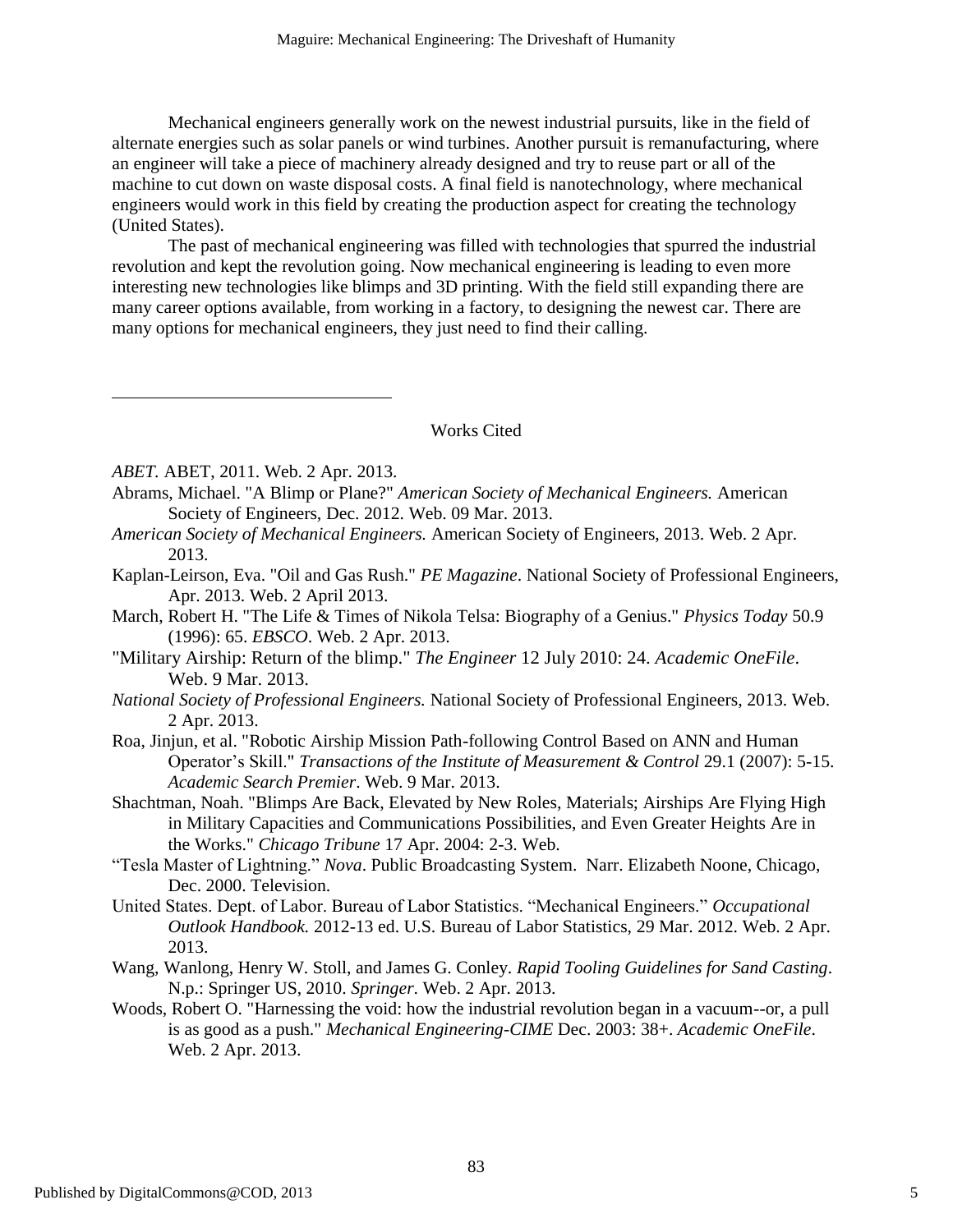Mechanical engineers generally work on the newest industrial pursuits, like in the field of alternate energies such as solar panels or wind turbines. Another pursuit is remanufacturing, where an engineer will take a piece of machinery already designed and try to reuse part or all of the machine to cut down on waste disposal costs. A final field is nanotechnology, where mechanical engineers would work in this field by creating the production aspect for creating the technology (United States).

The past of mechanical engineering was filled with technologies that spurred the industrial revolution and kept the revolution going. Now mechanical engineering is leading to even more interesting new technologies like blimps and 3D printing. With the field still expanding there are many career options available, from working in a factory, to designing the newest car. There are many options for mechanical engineers, they just need to find their calling.

---

## Works Cited

*ABET.* ABET, 2011. Web. 2 Apr. 2013.

Abrams, Michael. "A Blimp or Plane?" *American Society of Mechanical Engineers.* American Society of Engineers, Dec. 2012. Web. 09 Mar. 2013.

*American Society of Mechanical Engineers.* American Society of Engineers, 2013. Web. 2 Apr. 2013.

Kaplan-Leirson, Eva. "Oil and Gas Rush." *PE Magazine*. National Society of Professional Engineers, Apr. 2013. Web. 2 April 2013.

March, Robert H. "The Life & Times of Nikola Telsa: Biography of a Genius." *Physics Today* 50.9 (1996): 65. *EBSCO*. Web. 2 Apr. 2013.

"Military Airship: Return of the blimp." *The Engineer* 12 July 2010: 24. *Academic OneFile*. Web. 9 Mar. 2013.

*National Society of Professional Engineers.* National Society of Professional Engineers, 2013. Web. 2 Apr. 2013.

Roa, Jinjun, et al. "Robotic Airship Mission Path-following Control Based on ANN and Human Operator's Skill." *Transactions of the Institute of Measurement & Control* 29.1 (2007): 5-15. *Academic Search Premier*. Web. 9 Mar. 2013.

Shachtman, Noah. "Blimps Are Back, Elevated by New Roles, Materials; Airships Are Flying High in Military Capacities and Communications Possibilities, and Even Greater Heights Are in the Works." *Chicago Tribune* 17 Apr. 2004: 2-3. Web.

"Tesla Master of Lightning." *Nova*. Public Broadcasting System. Narr. Elizabeth Noone, Chicago, Dec. 2000. Television.

United States. Dept. of Labor. Bureau of Labor Statistics. "Mechanical Engineers." *Occupational Outlook Handbook.* 2012-13 ed. U.S. Bureau of Labor Statistics, 29 Mar. 2012. Web. 2 Apr. 2013.

Wang, Wanlong, Henry W. Stoll, and James G. Conley. *Rapid Tooling Guidelines for Sand Casting*. N.p.: Springer US, 2010. *Springer*. Web. 2 Apr. 2013.

Woods, Robert O. "Harnessing the void: how the industrial revolution began in a vacuum--or, a pull is as good as a push." *Mechanical Engineering-CIME* Dec. 2003: 38+. *Academic OneFile*. Web. 2 Apr. 2013.